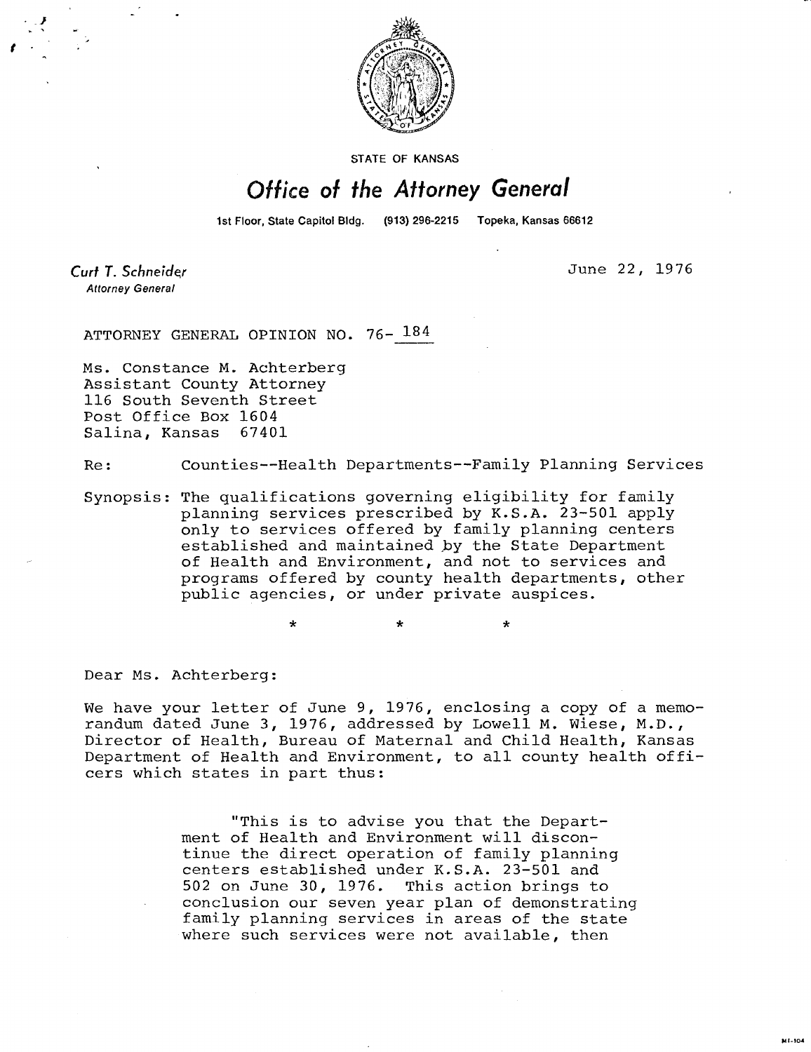STATE OF KANSAS

# *Office of the Attorney General*

1st Floor, State Capitol Bldg. (913) 296-2215 Topeka, Kansas 66612

*Curt T. Schneider*
*Attorney General*

June 22, 1976

ATTORNEY GENERAL OPINION NO. 76-184

Ms. Constance M. Achterberg
Assistant County Attorney
116 South Seventh Street
Post Office Box 1604
Salina, Kansas 67401

Re: Counties--Health Departments--Family Planning Services

Synopsis: The qualifications governing eligibility for family planning services prescribed by K.S.A. 23-501 apply only to services offered by family planning centers established and maintained by the State Department of Health and Environment, and not to services and programs offered by county health departments, other public agencies, or under private auspices.

\* \* \*

Dear Ms. Achterberg:

We have your letter of June 9, 1976, enclosing a copy of a memorandum dated June 3, 1976, addressed by Lowell M. Wiese, M.D., Director of Health, Bureau of Maternal and Child Health, Kansas Department of Health and Environment, to all county health officers which states in part thus:

> "This is to advise you that the Department of Health and Environment will discontinue the direct operation of family planning centers established under K.S.A. 23-501 and 502 on June 30, 1976. This action brings to conclusion our seven year plan of demonstrating family planning services in areas of the state where such services were not available, then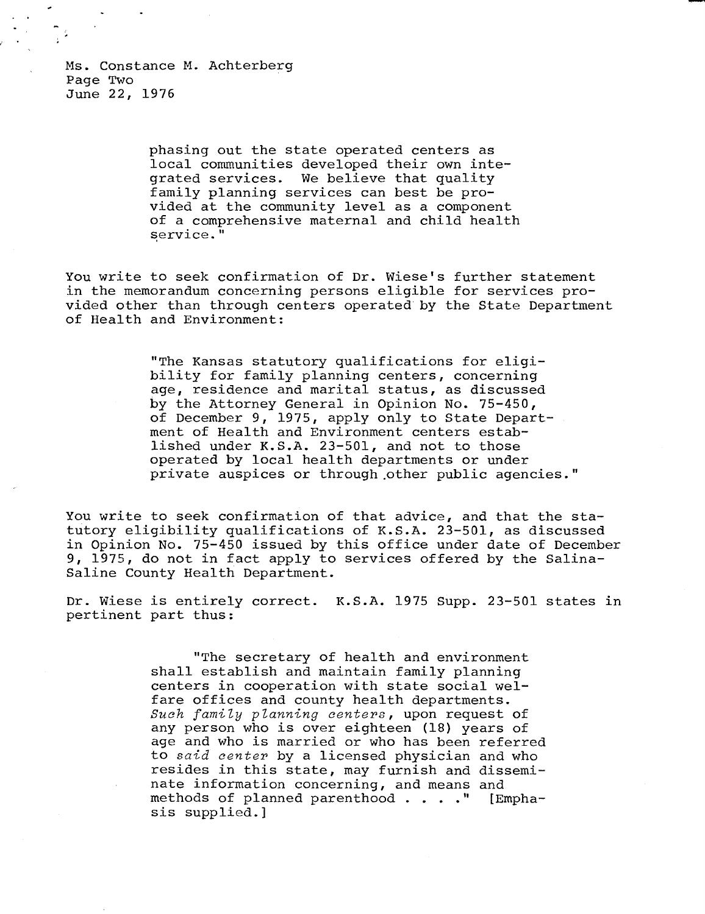Ms. Constance M. Achterberg
Page Two
June 22, 1976

> phasing out the state operated centers as local communities developed their own integrated services. We believe that quality family planning services can best be provided at the community level as a component of a comprehensive maternal and child health service."

You write to seek confirmation of Dr. Wiese's further statement in the memorandum concerning persons eligible for services provided other than through centers operated by the State Department of Health and Environment:

> "The Kansas statutory qualifications for eligibility for family planning centers, concerning age, residence and marital status, as discussed by the Attorney General in Opinion No. 75-450, of December 9, 1975, apply only to State Department of Health and Environment centers established under K.S.A. 23-501, and not to those operated by local health departments or under private auspices or through other public agencies."

You write to seek confirmation of that advice, and that the statutory eligibility qualifications of K.S.A. 23-501, as discussed in Opinion No. 75-450 issued by this office under date of December 9, 1975, do not in fact apply to services offered by the Salina-Saline County Health Department.

Dr. Wiese is entirely correct. K.S.A. 1975 Supp. 23-501 states in pertinent part thus:

> "The secretary of health and environment shall establish and maintain family planning centers in cooperation with state social welfare offices and county health departments. *Such family planning centers*, upon request of any person who is over eighteen (18) years of age and who is married or who has been referred to *said center* by a licensed physician and who resides in this state, may furnish and disseminate information concerning, and means and methods of planned parenthood . . . ." [Emphasis supplied.]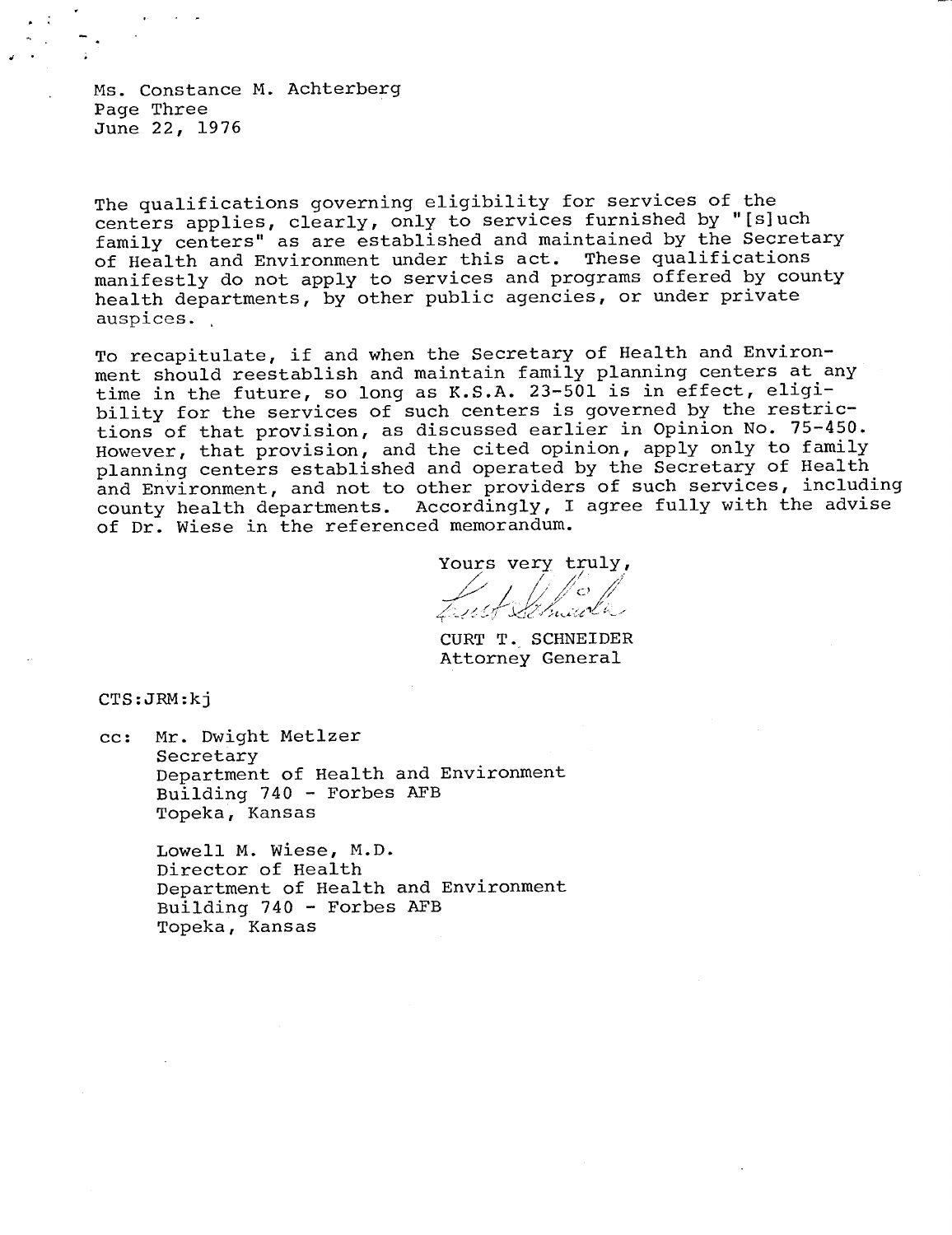Ms. Constance M. Achterberg
Page Three
June 22, 1976

The qualifications governing eligibility for services of the centers applies, clearly, only to services furnished by "[s]uch family centers" as are established and maintained by the Secretary of Health and Environment under this act. These qualifications manifestly do not apply to services and programs offered by county health departments, by other public agencies, or under private auspices.

To recapitulate, if and when the Secretary of Health and Environment should reestablish and maintain family planning centers at any time in the future, so long as K.S.A. 23-501 is in effect, eligibility for the services of such centers is governed by the restrictions of that provision, as discussed earlier in Opinion No. 75-450. However, that provision, and the cited opinion, apply only to family planning centers established and operated by the Secretary of Health and Environment, and not to other providers of such services, including county health departments. Accordingly, I agree fully with the advise of Dr. Wiese in the referenced memorandum.

Yours very truly,

CURT T. SCHNEIDER
Attorney General

CTS:JRM:kj

cc: Mr. Dwight Metlzer
Secretary
Department of Health and Environment
Building 740 - Forbes AFB
Topeka, Kansas

Lowell M. Wiese, M.D.
Director of Health
Department of Health and Environment
Building 740 - Forbes AFB
Topeka, Kansas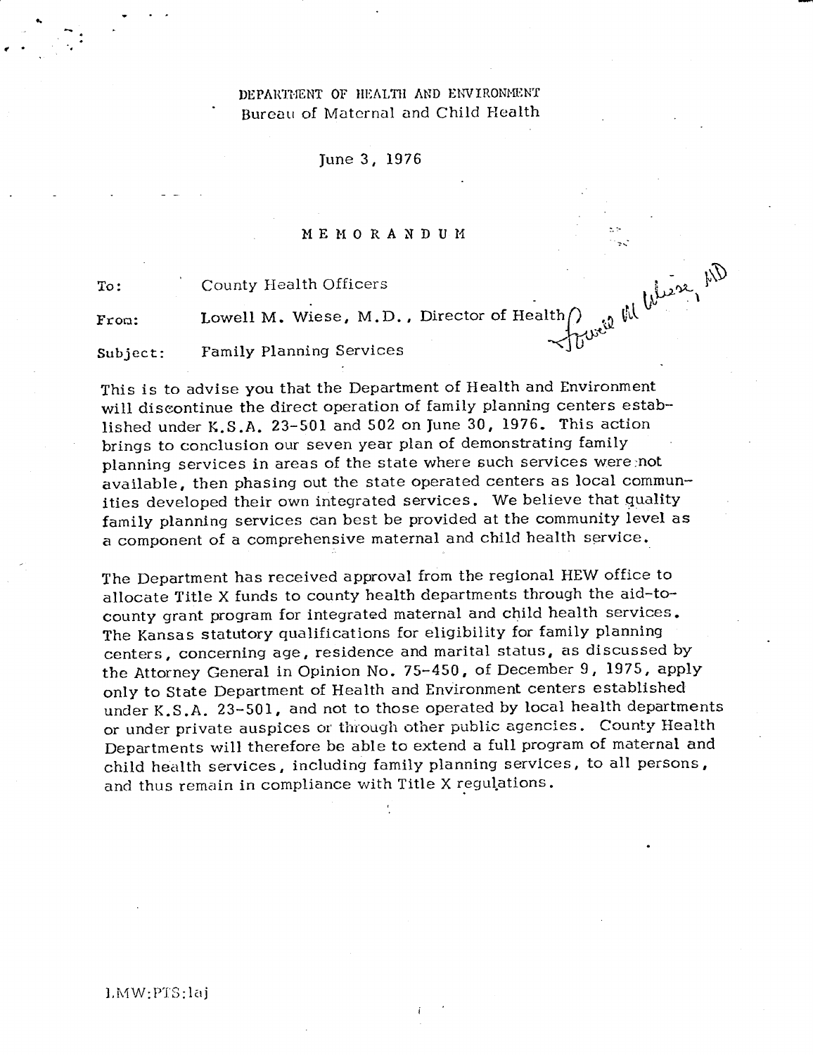DEPARTMENT OF HEALTH AND ENVIRONMENT
Bureau of Maternal and Child Health

June 3, 1976

MEMORANDUM

To: County Health Officers

From: Lowell M. Wiese, M.D., Director of Health

Subject: Family Planning Services

This is to advise you that the Department of Health and Environment will discontinue the direct operation of family planning centers established under K.S.A. 23-501 and 502 on June 30, 1976. This action brings to conclusion our seven year plan of demonstrating family planning services in areas of the state where such services were not available, then phasing out the state operated centers as local communities developed their own integrated services. We believe that quality family planning services can best be provided at the community level as a component of a comprehensive maternal and child health service.

The Department has received approval from the regional HEW office to allocate Title X funds to county health departments through the aid-to-county grant program for integrated maternal and child health services. The Kansas statutory qualifications for eligibility for family planning centers, concerning age, residence and marital status, as discussed by the Attorney General in Opinion No. 75-450, of December 9, 1975, apply only to State Department of Health and Environment centers established under K.S.A. 23-501, and not to those operated by local health departments or under private auspices or through other public agencies. County Health Departments will therefore be able to extend a full program of maternal and child health services, including family planning services, to all persons, and thus remain in compliance with Title X regulations.

LMW:PTS:laj